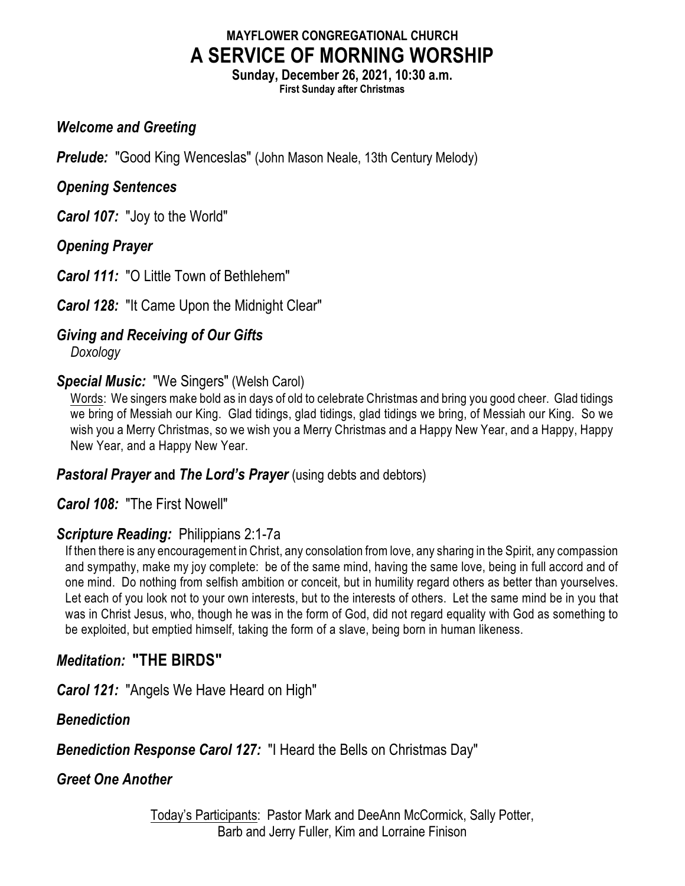**MAYFLOWER CONGREGATIONAL CHURCH**

# A SERVICE OF MORNING WORSHIP

**Sunday, December 26, 2021, 10:30 a.m.**

**First Sunday after Christmas**

***Welcome and Greeting***

***Prelude:*** "Good King Wenceslas" (John Mason Neale, 13th Century Melody)

***Opening Sentences***

***Carol 107:*** "Joy to the World"

***Opening Prayer***

***Carol 111:*** "O Little Town of Bethlehem"

***Carol 128:*** "It Came Upon the Midnight Clear"

***Giving and Receiving of Our Gifts***

*Doxology*

***Special Music:*** "We Singers" (Welsh Carol)

Words: We singers make bold as in days of old to celebrate Christmas and bring you good cheer. Glad tidings we bring of Messiah our King. Glad tidings, glad tidings, glad tidings we bring, of Messiah our King. So we wish you a Merry Christmas, so we wish you a Merry Christmas and a Happy New Year, and a Happy, Happy New Year, and a Happy New Year.

***Pastoral Prayer* and *The Lord's Prayer*** (using debts and debtors)

***Carol 108:*** "The First Nowell"

***Scripture Reading:*** Philippians 2:1-7a

If then there is any encouragement in Christ, any consolation from love, any sharing in the Spirit, any compassion and sympathy, make my joy complete: be of the same mind, having the same love, being in full accord and of one mind. Do nothing from selfish ambition or conceit, but in humility regard others as better than yourselves. Let each of you look not to your own interests, but to the interests of others. Let the same mind be in you that was in Christ Jesus, who, though he was in the form of God, did not regard equality with God as something to be exploited, but emptied himself, taking the form of a slave, being born in human likeness.

***Meditation:*** **"THE BIRDS"**

***Carol 121:*** "Angels We Have Heard on High"

***Benediction***

***Benediction Response Carol 127:*** "I Heard the Bells on Christmas Day"

***Greet One Another***

Today's Participants: Pastor Mark and DeeAnn McCormick, Sally Potter, Barb and Jerry Fuller, Kim and Lorraine Finison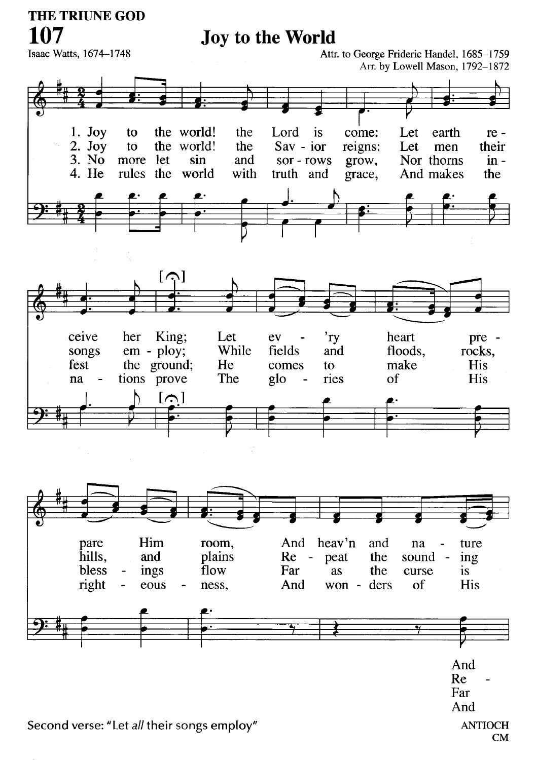THE TRUNE GOD

# 107 Joy to the World

Isaac Watts, 1674–1748

Attr. to George Frideric Handel, 1685–1759
Arr. by Lowell Mason, 1792–1872

1. Joy to the world! the Lord is come: Let earth receive her King; Let ev - 'ry heart prepare Him room, And heav'n and nature And
2. Joy to the world! the Sav - ior reigns: Let men their songs employ; While fields and floods, rocks, hills, and plains Re - peat the sound - ing Re -
3. No more let sin and sor - rows grow, Nor thorns infest the ground; He comes to make His bless - ings flow Far as the curse is Far
4. He rules the world with truth and grace, And makes the nations prove The glo - ries of His right - eous - ness, And won - ders of His And

Second verse: "Let *all* their songs employ"

ANTIOCH
CM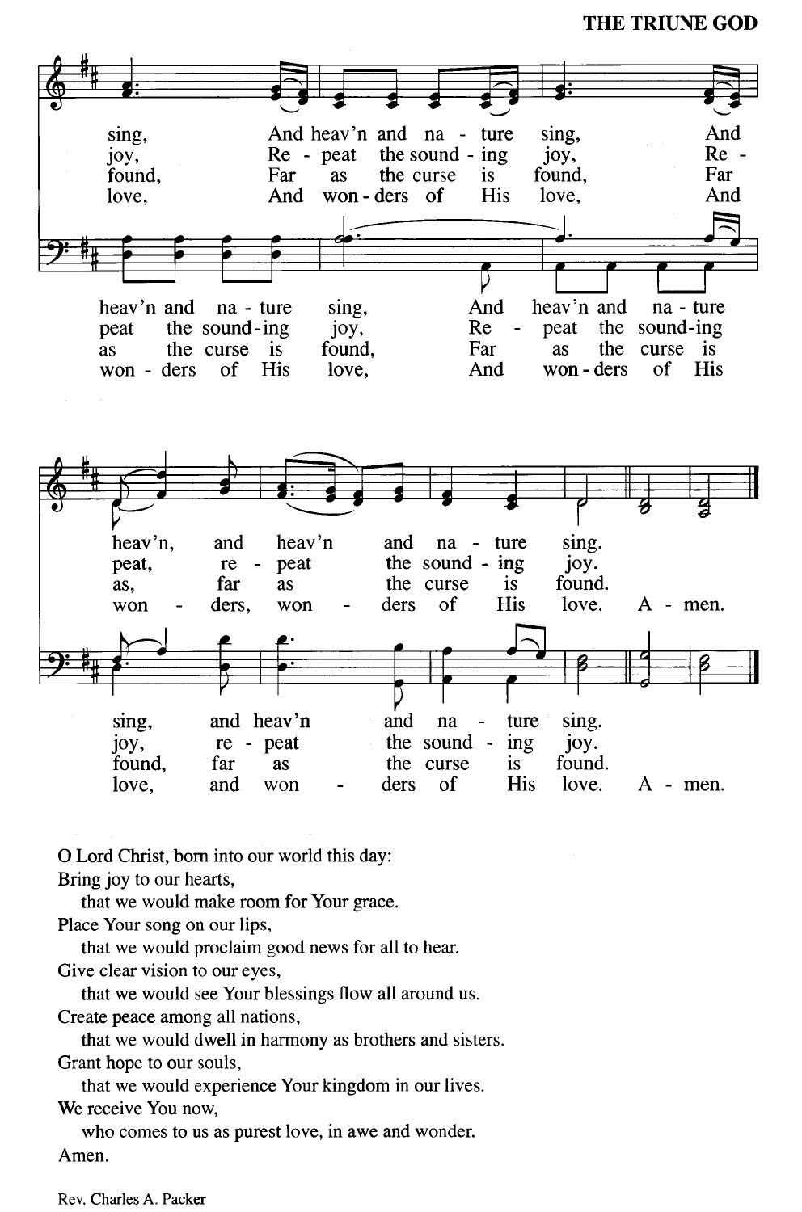O Lord Christ, born into our world this day:
Bring joy to our hearts,
  that we would make room for Your grace.
Place Your song on our lips,
  that we would proclaim good news for all to hear.
Give clear vision to our eyes,
  that we would see Your blessings flow all around us.
Create peace among all nations,
  that we would dwell in harmony as brothers and sisters.
Grant hope to our souls,
  that we would experience Your kingdom in our lives.
We receive You now,
  who comes to us as purest love, in awe and wonder.
Amen.

Rev. Charles A. Packer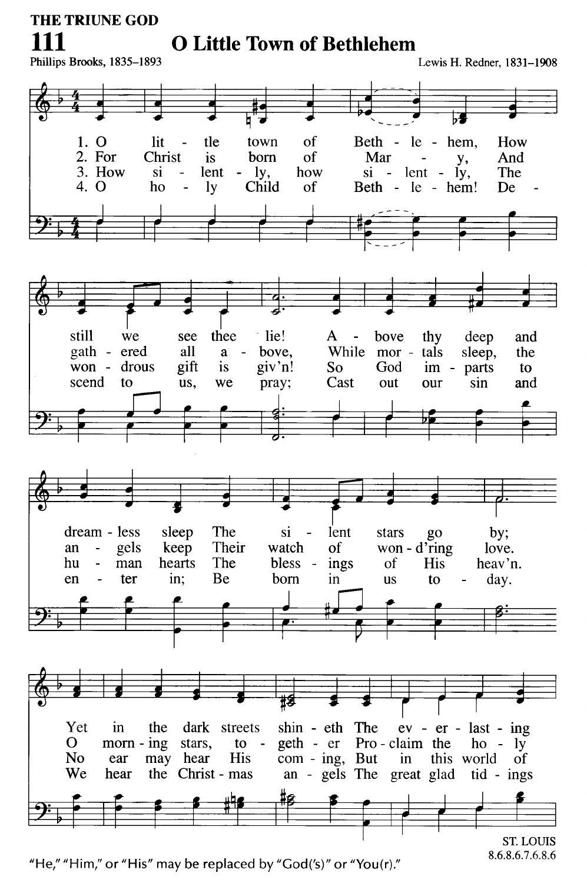THE TRIUNE GOD

# 111 O Little Town of Bethlehem

Phillips Brooks, 1835–1893

Lewis H. Redner, 1831–1908

1. O little town of Bethlehem, How still we see thee lie! Above thy deep and dreamless sleep The silent stars go by; Yet in the dark streets shineth The everlasting

2. For Christ is born of Mary, And gathered all above, While mortals sleep, the angels keep Their watch of wond'ring love. O morning stars, together Proclaim the holy

3. How silently, how silently, The wondrous gift is giv'n! So God imparts to human hearts The blessings of His heav'n. No ear may hear His coming, But in this world of

4. O holy Child of Bethlehem! Descend to us, we pray; Cast out our sin and enter in; Be born in us today. We hear the Christmas angels The great glad tidings

ST. LOUIS
8.6.8.6.7.6.8.6

"He," "Him," or "His" may be replaced by "God('s)" or "You(r)."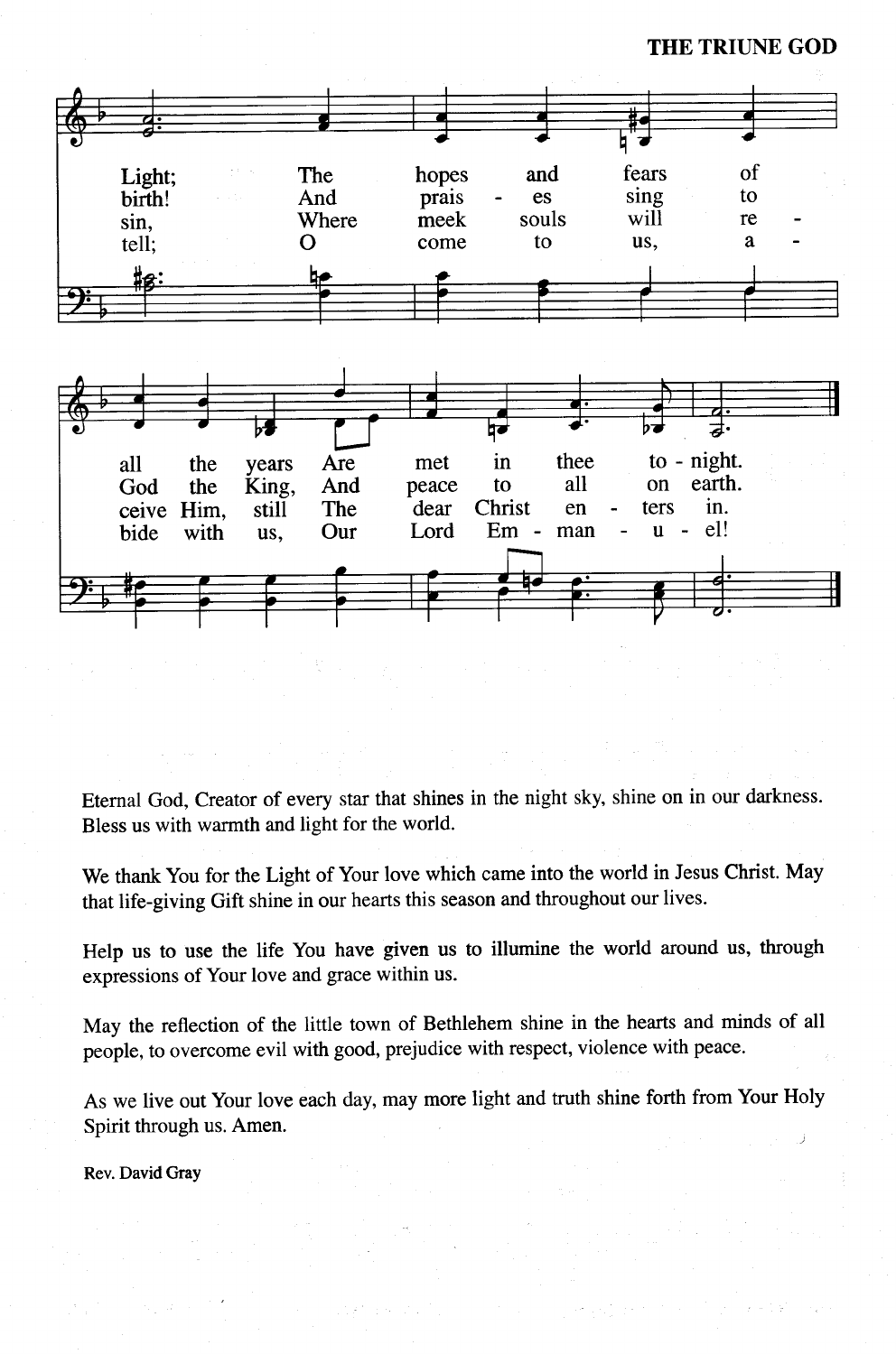Light; The hopes and fears of all the years Are met in thee to - night.
birth! And prais - es sing to God the King, And peace to all on earth.
sin, Where meek souls will re - ceive Him, still The dear Christ en - ters in.
tell; O come to us, a - bide with us, Our Lord Em - man - u - el!

Eternal God, Creator of every star that shines in the night sky, shine on in our darkness. Bless us with warmth and light for the world.

We thank You for the Light of Your love which came into the world in Jesus Christ. May that life-giving Gift shine in our hearts this season and throughout our lives.

Help us to use the life You have given us to illumine the world around us, through expressions of Your love and grace within us.

May the reflection of the little town of Bethlehem shine in the hearts and minds of all people, to overcome evil with good, prejudice with respect, violence with peace.

As we live out Your love each day, may more light and truth shine forth from Your Holy Spirit through us. Amen.

Rev. David Gray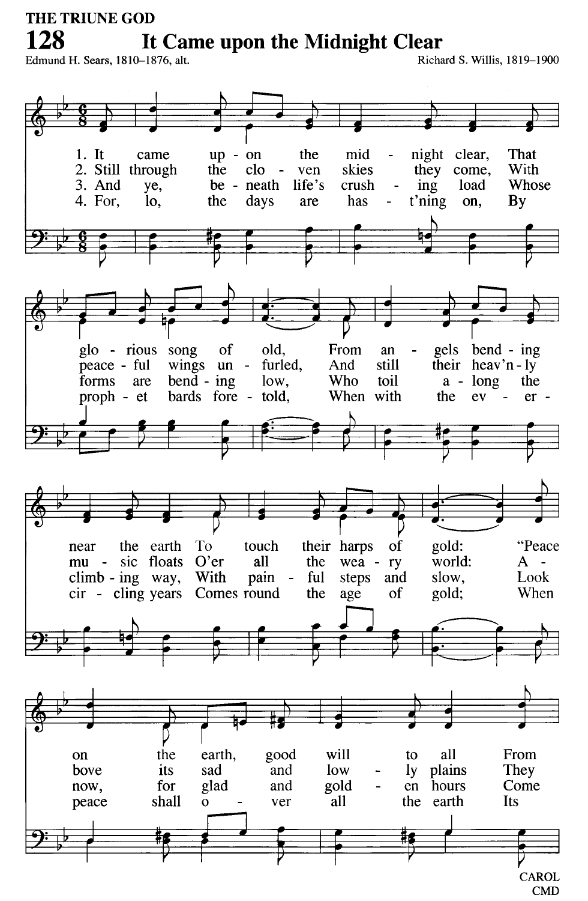THE TRIUNE GOD

# 128 It Came upon the Midnight Clear

Edmund H. Sears, 1810–1876, alt.

Richard S. Willis, 1819–1900

1. It came upon the midnight clear, That glorious song of old, From angels bending near the earth To touch their harps of gold: "Peace on the earth, good will to all From

2. Still through the cloven skies they come, With peaceful wings unfurled, And still their heav'nly music floats O'er all the weary world: Above its sad and lowly plains They

3. And ye, beneath life's crushing load Whose forms are bending low, Who toil along the climbing way, With painful steps and slow, Look now, for glad and golden hours Come

4. For, lo, the days are has-t'ning on, By prophet bards foretold, When with the ever-circling years Comes round the age of gold; When peace shall over all the earth Its

CAROL
CMD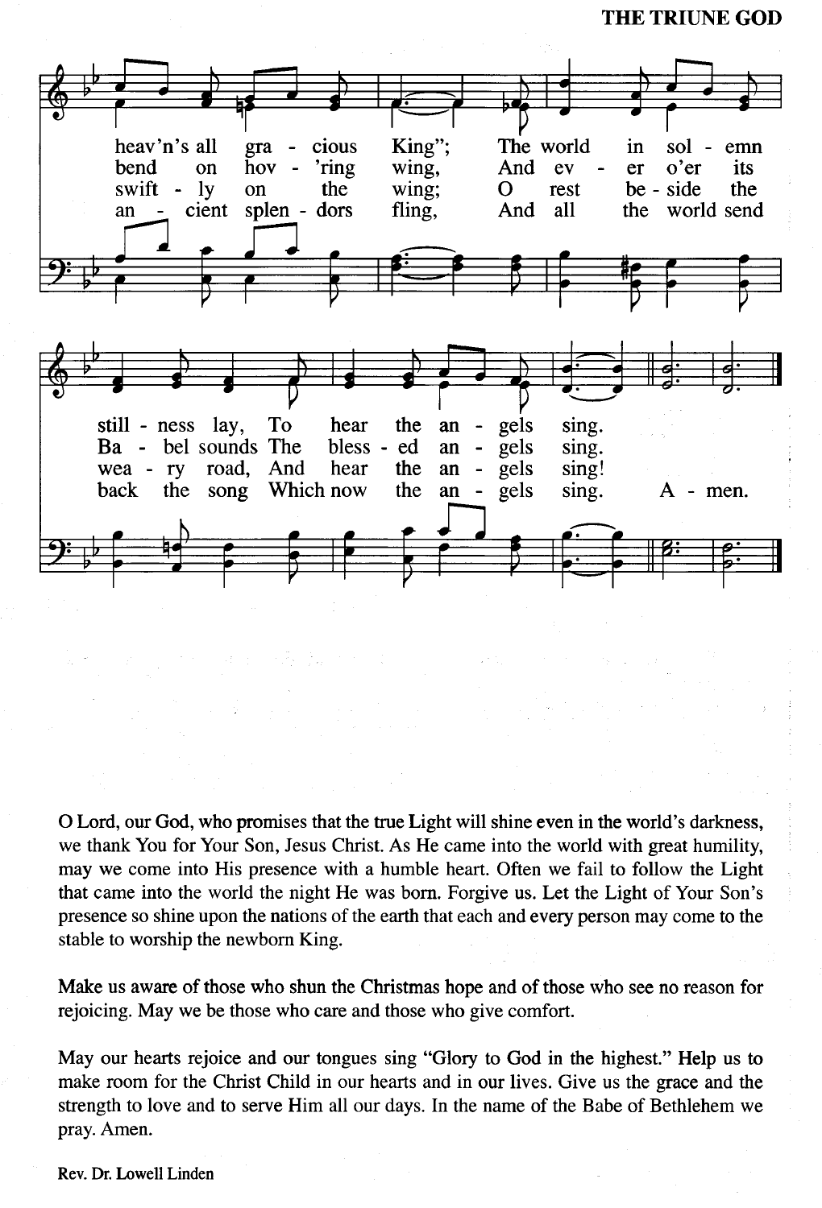heav'n's all gracious King"; The world in solemn still-ness lay, To hear the angels sing.
bend on hov-'ring wing, And ever o'er its Babel sounds The blessed angels sing.
swiftly on the wing; O rest beside the weary road, And hear the angels sing!
ancient splendors fling, And all the world send back the song Which now the angels sing. Amen.

O Lord, our God, who promises that the true Light will shine even in the world's darkness, we thank You for Your Son, Jesus Christ. As He came into the world with great humility, may we come into His presence with a humble heart. Often we fail to follow the Light that came into the world the night He was born. Forgive us. Let the Light of Your Son's presence so shine upon the nations of the earth that each and every person may come to the stable to worship the newborn King.

Make us aware of those who shun the Christmas hope and of those who see no reason for rejoicing. May we be those who care and those who give comfort.

May our hearts rejoice and our tongues sing "Glory to God in the highest." Help us to make room for the Christ Child in our hearts and in our lives. Give us the grace and the strength to love and to serve Him all our days. In the name of the Babe of Bethlehem we pray. Amen.

Rev. Dr. Lowell Linden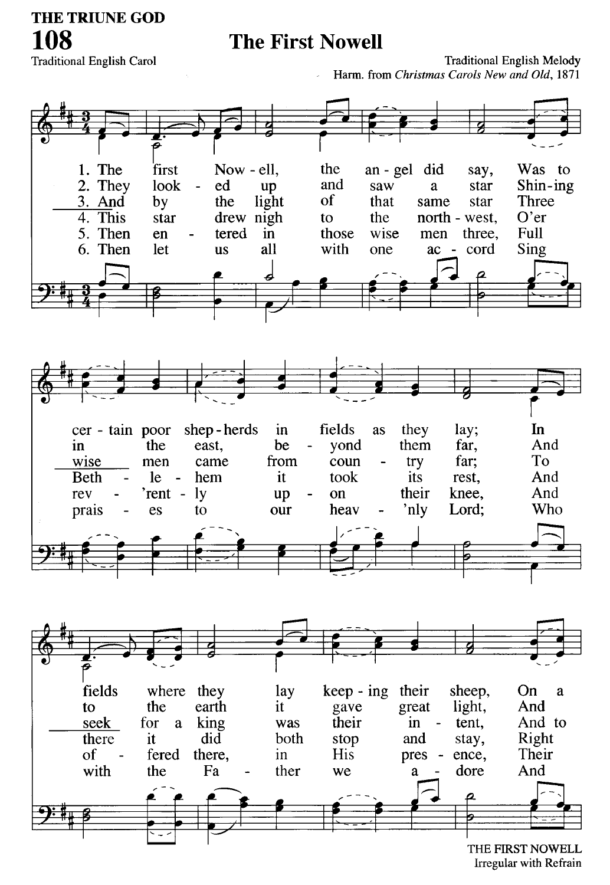THE TRIUNE GOD

# 108 The First Nowell

Traditional English Carol

Traditional English Melody
Harm. from *Christmas Carols New and Old*, 1871

1. The first Now - ell, the an - gel did say, Was to cer - tain poor shep - herds in fields as they lay; In fields where they lay keep - ing their sheep, On a
2. They look - ed up and saw a star Shin - ing in the east, be - yond them far, And to the earth it gave great light, And
3. And by the light of that same star Three wise men came from coun - try far; To seek for a king was their in - tent, And to
4. This star drew nigh to the north - west, O'er Beth - le - hem it took its rest, And there it did both stop and stay, Right
5. Then en - tered in those wise men three, Full rev - 'rent - ly up - on their knee, And of - fered there, in His pres - ence, Their
6. Then let us all with one ac - cord Sing prais - es to our heav - 'nly Lord; Who with the Fa - ther we a - dore And

THE FIRST NOWELL
Irregular with Refrain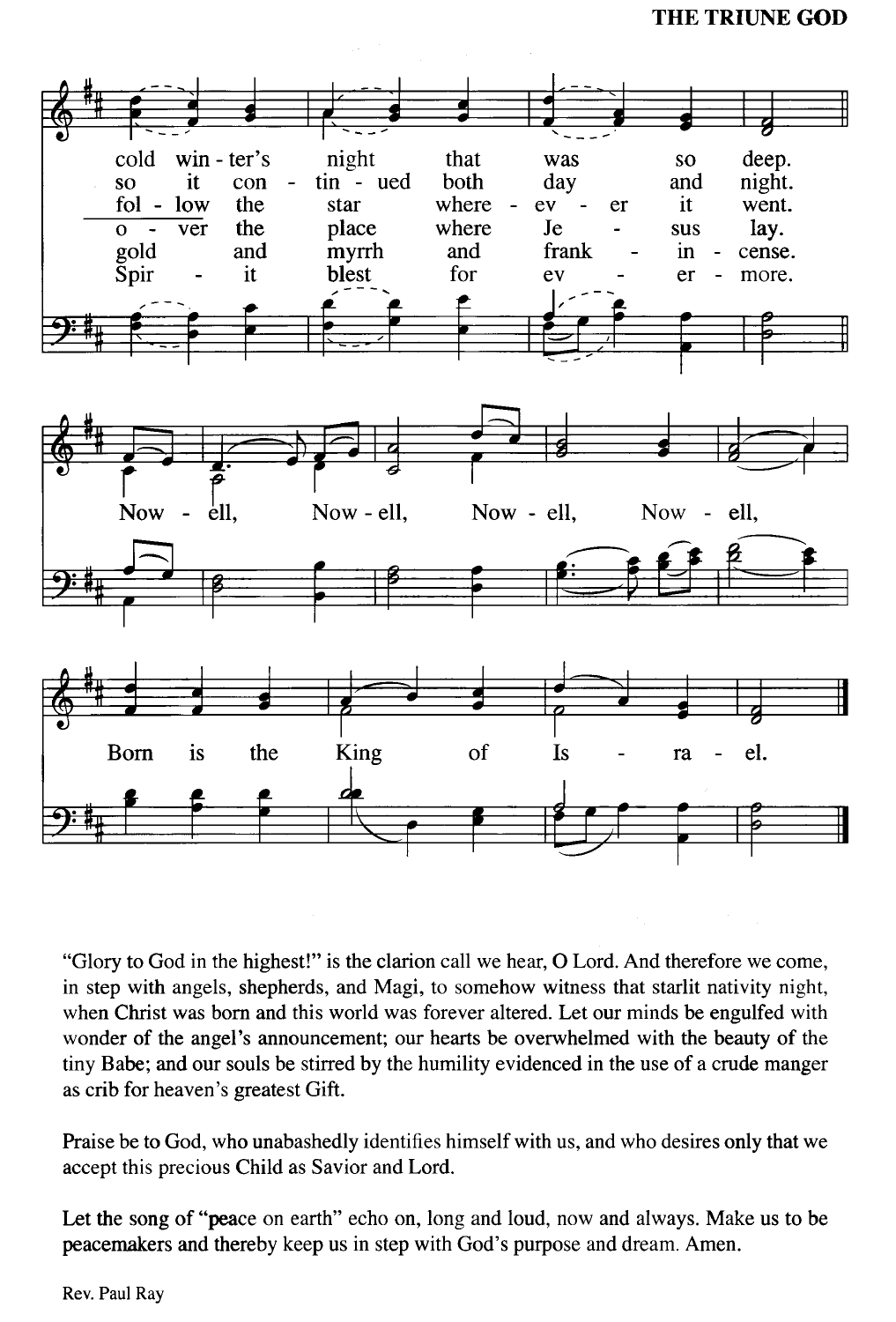cold winter's night that was so deep.
so it continued both day and night.
follow the star where-ever it went.
o-ver the place where Je-sus lay.
gold and myrrh and frank-in-cense.
Spir-it blest for ev-er-more.

Now-ell, Now-ell, Now-ell, Now-ell,

Born is the King of Is-ra-el.

"Glory to God in the highest!" is the clarion call we hear, O Lord. And therefore we come, in step with angels, shepherds, and Magi, to somehow witness that starlit nativity night, when Christ was born and this world was forever altered. Let our minds be engulfed with wonder of the angel's announcement; our hearts be overwhelmed with the beauty of the tiny Babe; and our souls be stirred by the humility evidenced in the use of a crude manger as crib for heaven's greatest Gift.

Praise be to God, who unabashedly identifies himself with us, and who desires only that we accept this precious Child as Savior and Lord.

Let the song of "peace on earth" echo on, long and loud, now and always. Make us to be peacemakers and thereby keep us in step with God's purpose and dream. Amen.

Rev. Paul Ray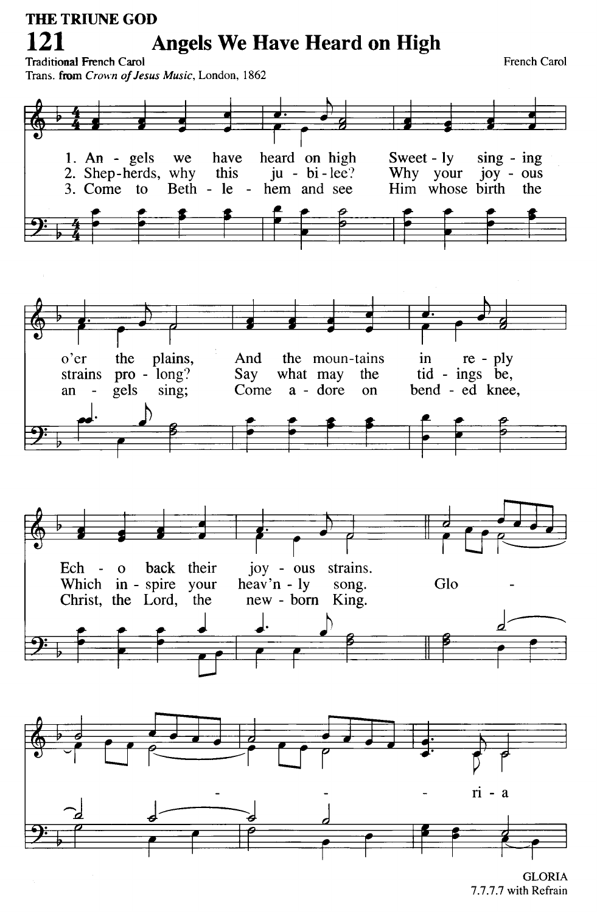THE TRIUNE GOD

# 121 Angels We Have Heard on High

Traditional French Carol
Trans. from *Crown of Jesus Music*, London, 1862

French Carol

1. Angels we have heard on high
Sweetly singing o'er the plains,
And the mountains in reply
Echo back their joyous strains.

2. Shepherds, why this jubilee?
Why your joyous strains prolong?
Say what may the tidings be,
Which inspire your heav'nly song.

3. Come to Bethlehem and see
Him whose birth the angels sing;
Come adore on bended knee,
Christ, the Lord, the newborn King.

Refrain: Gloria

GLORIA
7.7.7.7 with Refrain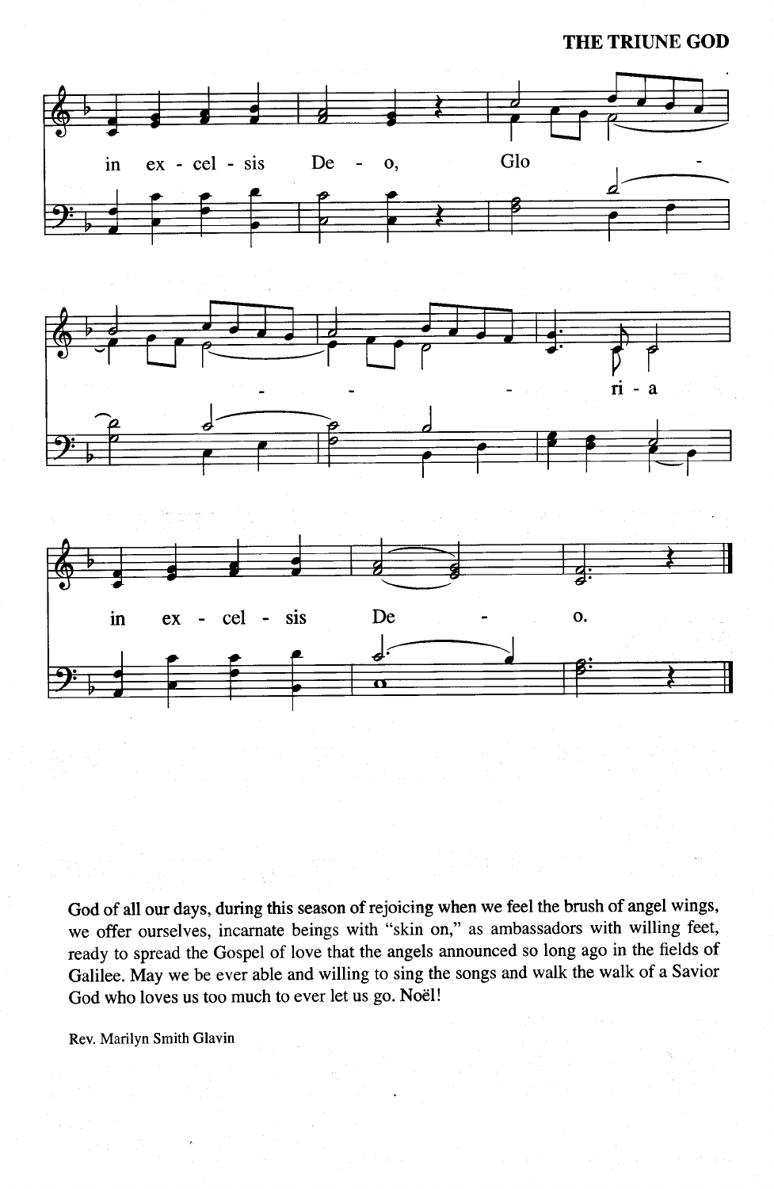in ex - cel - sis De - o, Glo - - - - - ri - a

in ex - cel - sis De - o.

God of all our days, during this season of rejoicing when we feel the brush of angel wings, we offer ourselves, incarnate beings with "skin on," as ambassadors with willing feet, ready to spread the Gospel of love that the angels announced so long ago in the fields of Galilee. May we be ever able and willing to sing the songs and walk the walk of a Savior God who loves us too much to ever let us go. Noël!

Rev. Marilyn Smith Glavin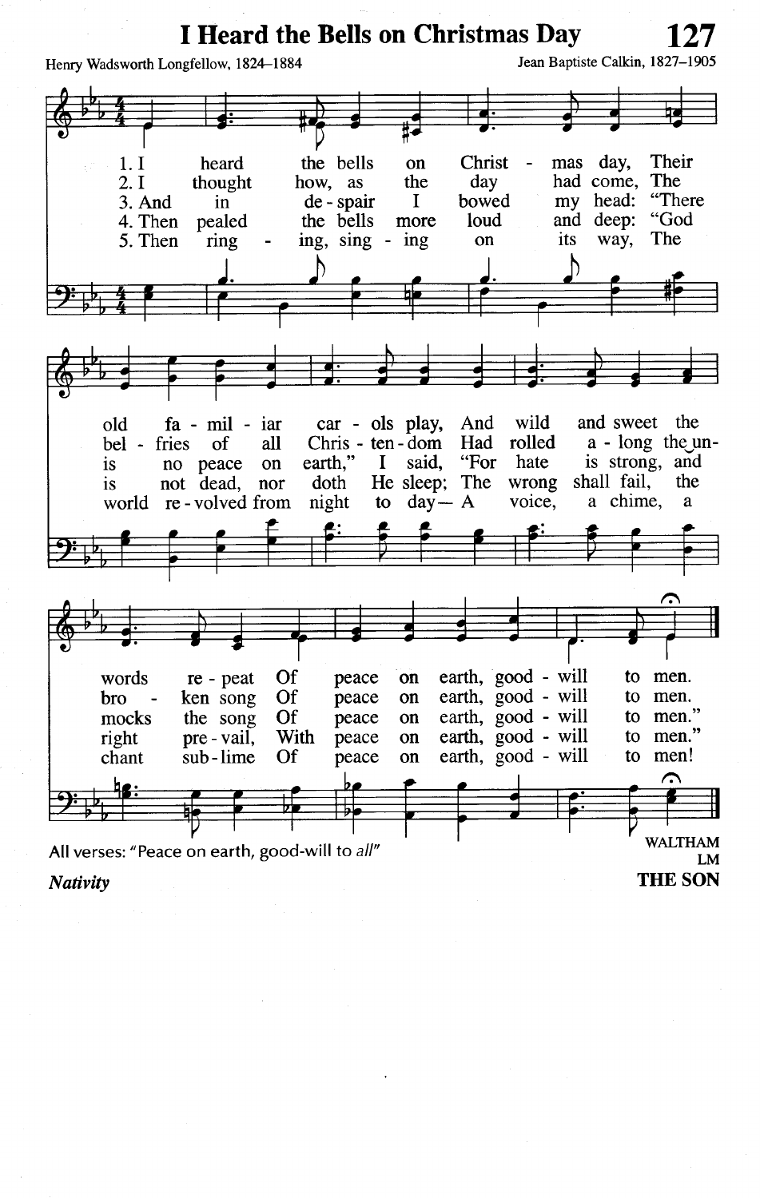# I Heard the Bells on Christmas Day

127

Henry Wadsworth Longfellow, 1824–1884

Jean Baptiste Calkin, 1827–1905

1. I heard the bells on Christmas day, Their old familiar carols play, And wild and sweet the words repeat Of peace on earth, good-will to men.

2. I thought how, as the day had come, The belfries of all Christendom Had rolled along the unbroken song Of peace on earth, good-will to men.

3. And in despair I bowed my head: "There is no peace on earth," I said, "For hate is strong, and mocks the song Of peace on earth, good-will to men."

4. Then pealed the bells more loud and deep: "God is not dead, nor doth He sleep; The wrong shall fail, the right prevail, With peace on earth, good-will to men."

5. Then ringing, singing on its way, The world revolved from night to day— A voice, a chime, a chant sublime Of peace on earth, good-will to men!

All verses: "Peace on earth, good-will to *all*"

WALTHAM
LM

*Nativity*

**THE SON**